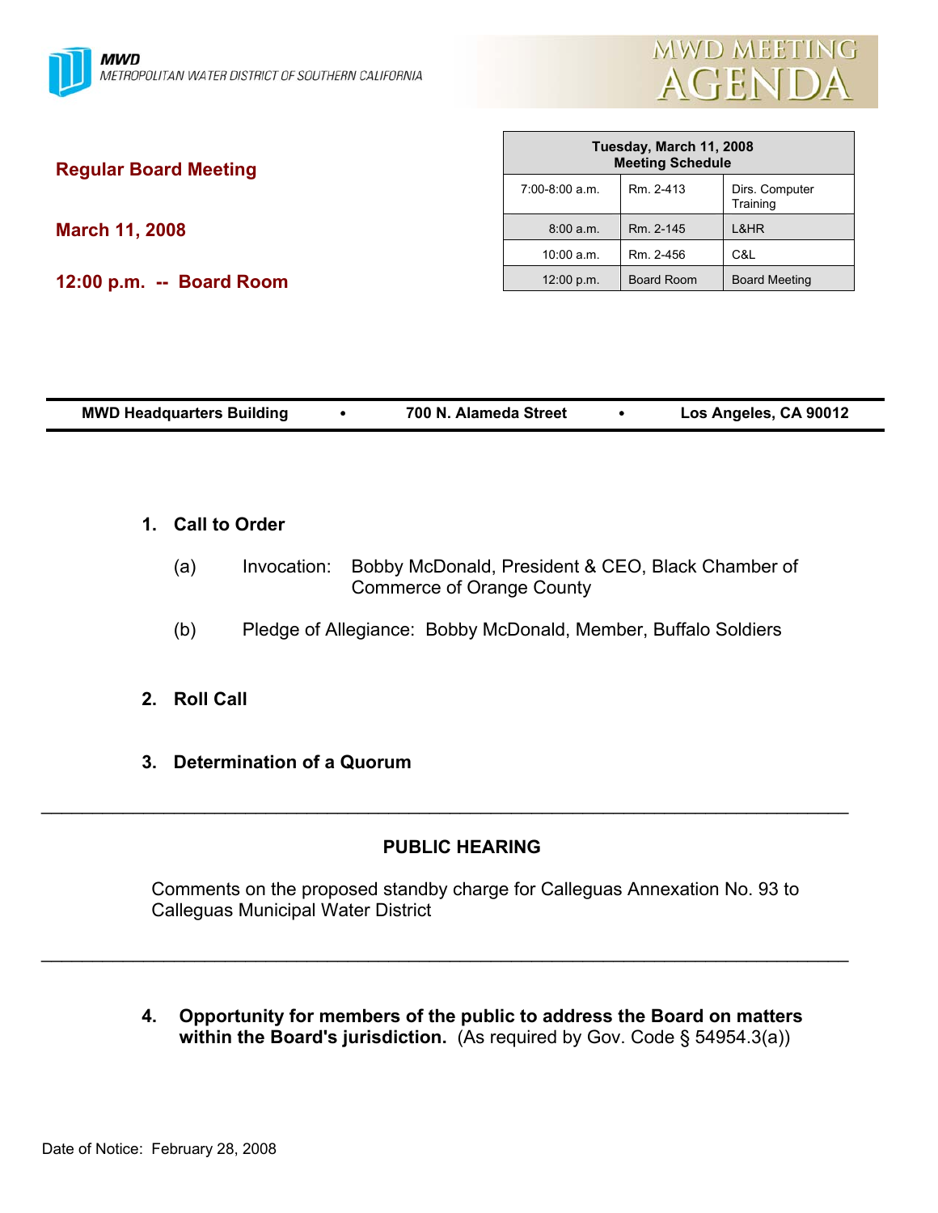**MWD**
METROPOLITAN WATER DISTRICT OF SOUTHERN CALIFORNIA

# MWD MEETING AGENDA

## Regular Board Meeting

**March 11, 2008**

**12:00 p.m. -- Board Room**

| Tuesday, March 11, 2008 Meeting Schedule | | |
|---|---|---|
| 7:00-8:00 a.m. | Rm. 2-413 | Dirs. Computer Training |
| 8:00 a.m. | Rm. 2-145 | L&HR |
| 10:00 a.m. | Rm. 2-456 | C&L |
| 12:00 p.m. | Board Room | Board Meeting |

**MWD Headquarters Building • 700 N. Alameda Street • Los Angeles, CA 90012**

1. **Call to Order**

   (a) Invocation: Bobby McDonald, President & CEO, Black Chamber of Commerce of Orange County

   (b) Pledge of Allegiance: Bobby McDonald, Member, Buffalo Soldiers

2. **Roll Call**

3. **Determination of a Quorum**

---

**PUBLIC HEARING**

Comments on the proposed standby charge for Calleguas Annexation No. 93 to Calleguas Municipal Water District

---

4. **Opportunity for members of the public to address the Board on matters within the Board's jurisdiction.** (As required by Gov. Code § 54954.3(a))

Date of Notice: February 28, 2008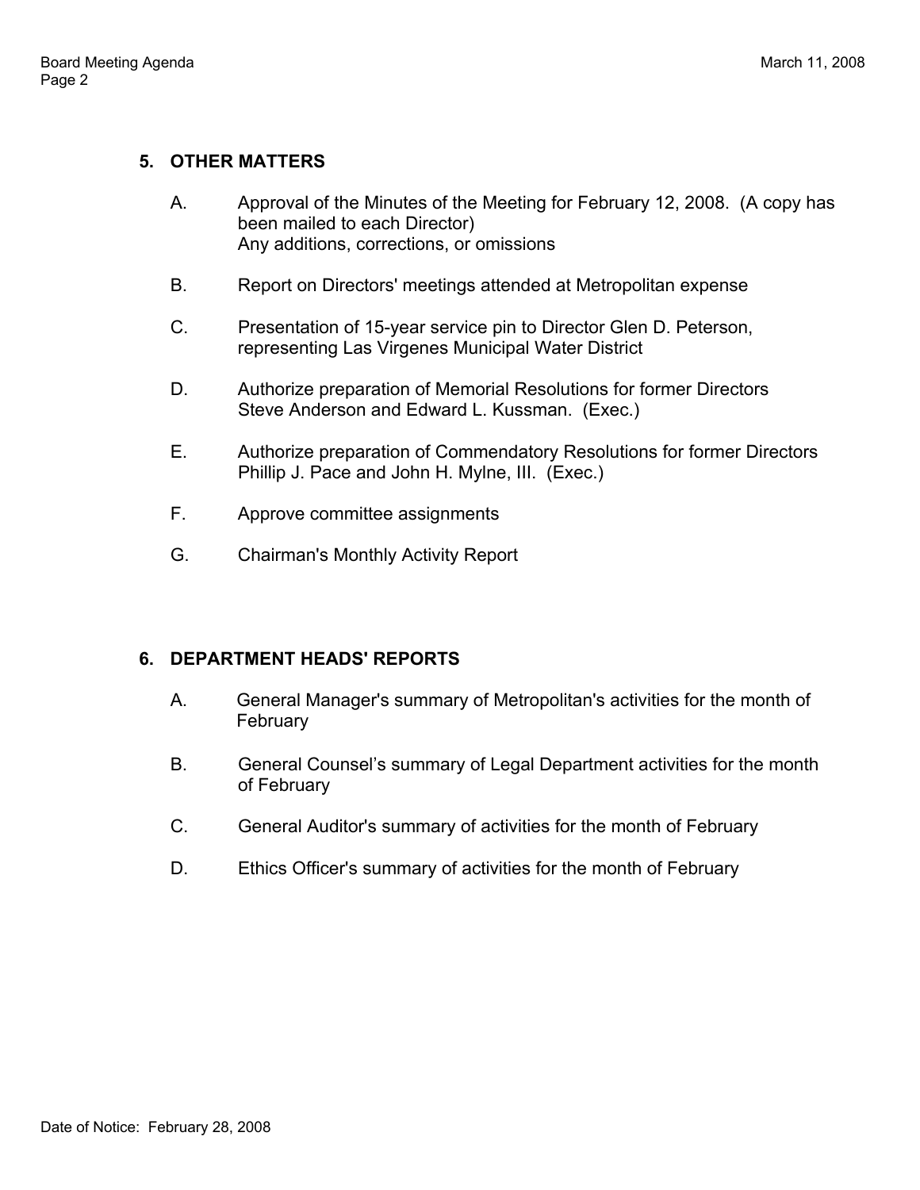## 5. OTHER MATTERS

A. Approval of the Minutes of the Meeting for February 12, 2008. (A copy has been mailed to each Director)
Any additions, corrections, or omissions

B. Report on Directors' meetings attended at Metropolitan expense

C. Presentation of 15-year service pin to Director Glen D. Peterson, representing Las Virgenes Municipal Water District

D. Authorize preparation of Memorial Resolutions for former Directors Steve Anderson and Edward L. Kussman. (Exec.)

E. Authorize preparation of Commendatory Resolutions for former Directors Phillip J. Pace and John H. Mylne, III. (Exec.)

F. Approve committee assignments

G. Chairman's Monthly Activity Report

## 6. DEPARTMENT HEADS' REPORTS

A. General Manager's summary of Metropolitan's activities for the month of February

B. General Counsel's summary of Legal Department activities for the month of February

C. General Auditor's summary of activities for the month of February

D. Ethics Officer's summary of activities for the month of February

Date of Notice: February 28, 2008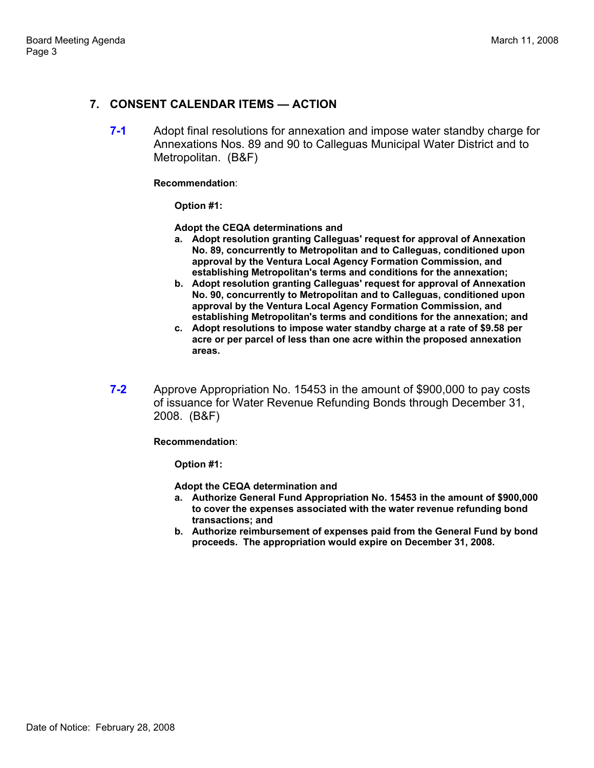## 7. CONSENT CALENDAR ITEMS — ACTION

**7-1** Adopt final resolutions for annexation and impose water standby charge for Annexations Nos. 89 and 90 to Calleguas Municipal Water District and to Metropolitan. (B&F)

**Recommendation**:

**Option #1:**

**Adopt the CEQA determinations and**

- **a. Adopt resolution granting Calleguas' request for approval of Annexation No. 89, concurrently to Metropolitan and to Calleguas, conditioned upon approval by the Ventura Local Agency Formation Commission, and establishing Metropolitan's terms and conditions for the annexation;**
- **b. Adopt resolution granting Calleguas' request for approval of Annexation No. 90, concurrently to Metropolitan and to Calleguas, conditioned upon approval by the Ventura Local Agency Formation Commission, and establishing Metropolitan's terms and conditions for the annexation; and**
- **c. Adopt resolutions to impose water standby charge at a rate of $9.58 per acre or per parcel of less than one acre within the proposed annexation areas.**

**7-2** Approve Appropriation No. 15453 in the amount of $900,000 to pay costs of issuance for Water Revenue Refunding Bonds through December 31, 2008. (B&F)

**Recommendation**:

**Option #1:**

**Adopt the CEQA determination and**

- **a. Authorize General Fund Appropriation No. 15453 in the amount of $900,000 to cover the expenses associated with the water revenue refunding bond transactions; and**
- **b. Authorize reimbursement of expenses paid from the General Fund by bond proceeds. The appropriation would expire on December 31, 2008.**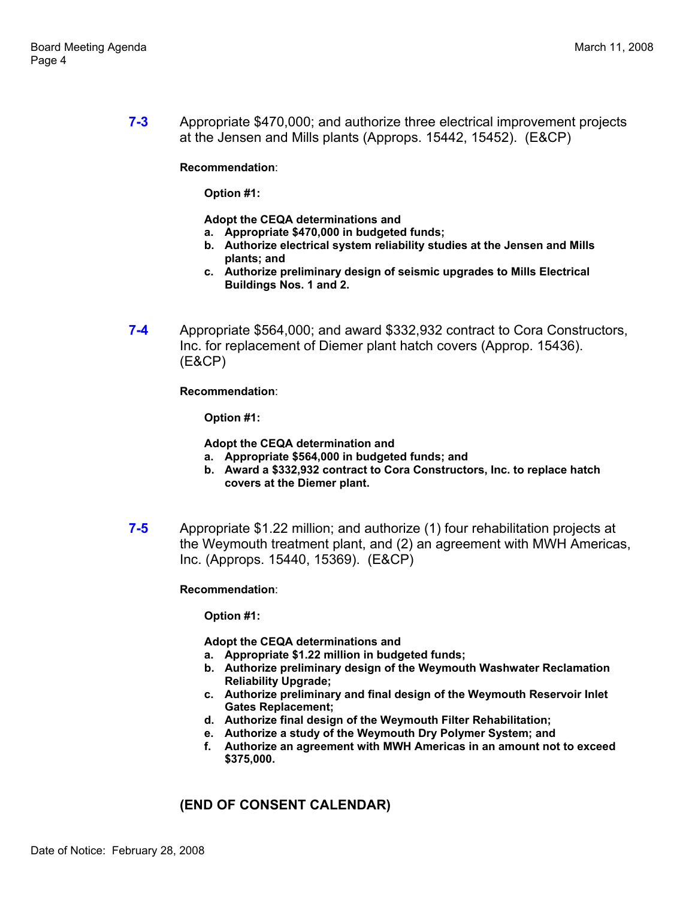**7-3** Appropriate $470,000; and authorize three electrical improvement projects at the Jensen and Mills plants (Approps. 15442, 15452). (E&CP)

**Recommendation**:

**Option #1:**

**Adopt the CEQA determinations and**

- **a. Appropriate $470,000 in budgeted funds;**
- **b. Authorize electrical system reliability studies at the Jensen and Mills plants; and**
- **c. Authorize preliminary design of seismic upgrades to Mills Electrical Buildings Nos. 1 and 2.**

**7-4** Appropriate $564,000; and award $332,932 contract to Cora Constructors, Inc. for replacement of Diemer plant hatch covers (Approp. 15436). (E&CP)

**Recommendation**:

**Option #1:**

**Adopt the CEQA determination and**

- **a. Appropriate $564,000 in budgeted funds; and**
- **b. Award a $332,932 contract to Cora Constructors, Inc. to replace hatch covers at the Diemer plant.**

**7-5** Appropriate $1.22 million; and authorize (1) four rehabilitation projects at the Weymouth treatment plant, and (2) an agreement with MWH Americas, Inc. (Approps. 15440, 15369). (E&CP)

**Recommendation**:

**Option #1:**

**Adopt the CEQA determinations and**

- **a. Appropriate $1.22 million in budgeted funds;**
- **b. Authorize preliminary design of the Weymouth Washwater Reclamation Reliability Upgrade;**
- **c. Authorize preliminary and final design of the Weymouth Reservoir Inlet Gates Replacement;**
- **d. Authorize final design of the Weymouth Filter Rehabilitation;**
- **e. Authorize a study of the Weymouth Dry Polymer System; and**
- **f. Authorize an agreement with MWH Americas in an amount not to exceed $375,000.**

## (END OF CONSENT CALENDAR)

Date of Notice: February 28, 2008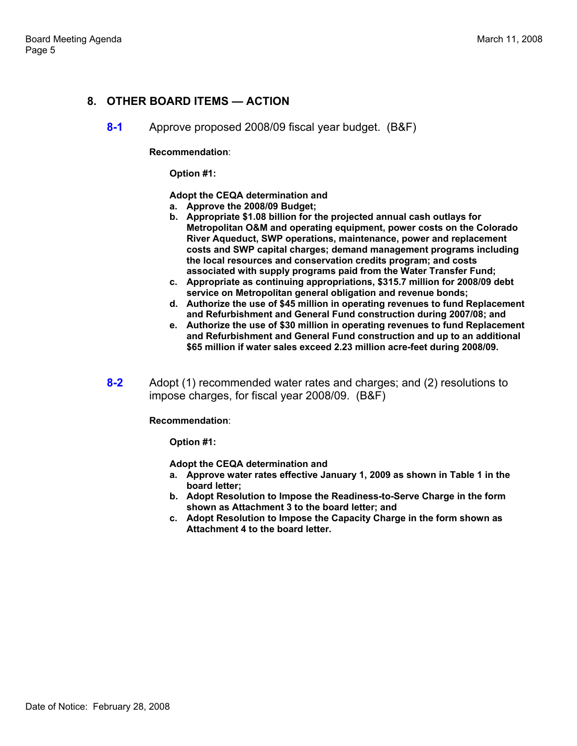## 8. OTHER BOARD ITEMS — ACTION

**8-1** Approve proposed 2008/09 fiscal year budget. (B&F)

**Recommendation**:

**Option #1:**

**Adopt the CEQA determination and**

- **a. Approve the 2008/09 Budget;**
- **b. Appropriate $1.08 billion for the projected annual cash outlays for Metropolitan O&M and operating equipment, power costs on the Colorado River Aqueduct, SWP operations, maintenance, power and replacement costs and SWP capital charges; demand management programs including the local resources and conservation credits program; and costs associated with supply programs paid from the Water Transfer Fund;**
- **c. Appropriate as continuing appropriations, $315.7 million for 2008/09 debt service on Metropolitan general obligation and revenue bonds;**
- **d. Authorize the use of $45 million in operating revenues to fund Replacement and Refurbishment and General Fund construction during 2007/08; and**
- **e. Authorize the use of $30 million in operating revenues to fund Replacement and Refurbishment and General Fund construction and up to an additional $65 million if water sales exceed 2.23 million acre-feet during 2008/09.**

**8-2** Adopt (1) recommended water rates and charges; and (2) resolutions to impose charges, for fiscal year 2008/09. (B&F)

**Recommendation**:

**Option #1:**

**Adopt the CEQA determination and**

- **a. Approve water rates effective January 1, 2009 as shown in Table 1 in the board letter;**
- **b. Adopt Resolution to Impose the Readiness-to-Serve Charge in the form shown as Attachment 3 to the board letter; and**
- **c. Adopt Resolution to Impose the Capacity Charge in the form shown as Attachment 4 to the board letter.**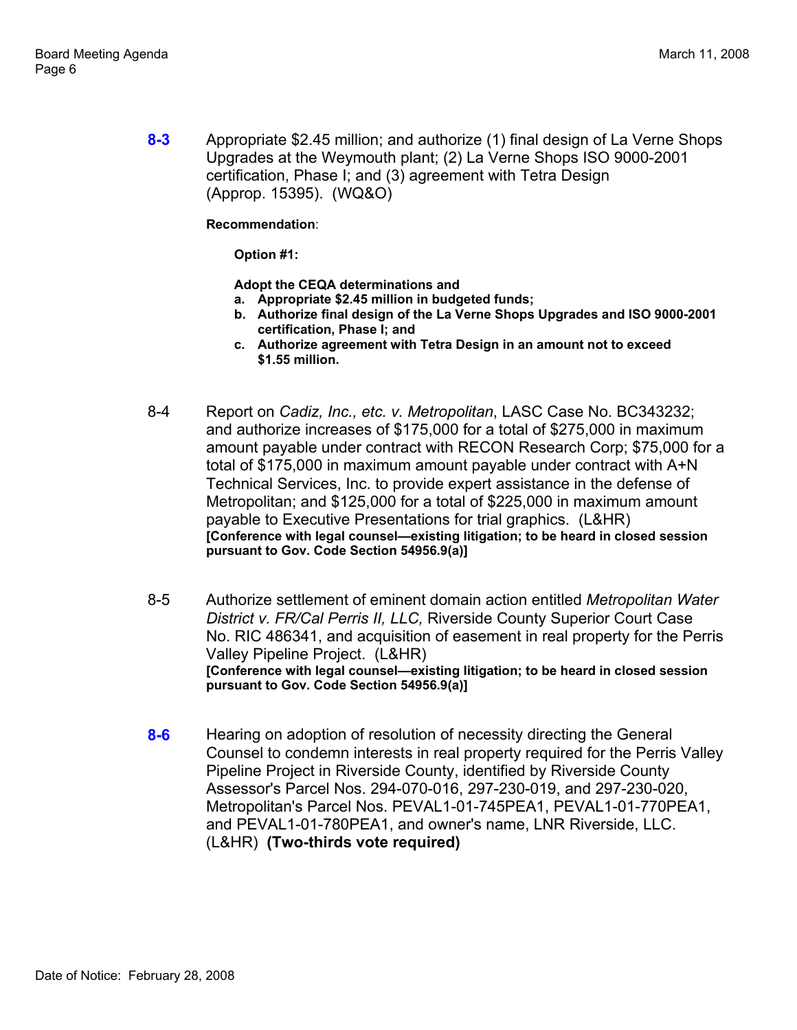**8-3** Appropriate $2.45 million; and authorize (1) final design of La Verne Shops Upgrades at the Weymouth plant; (2) La Verne Shops ISO 9000-2001 certification, Phase I; and (3) agreement with Tetra Design (Approp. 15395). (WQ&O)

**Recommendation**:

**Option #1:**

**Adopt the CEQA determinations and**

**a. Appropriate $2.45 million in budgeted funds;**
**b. Authorize final design of the La Verne Shops Upgrades and ISO 9000-2001 certification, Phase I; and**
**c. Authorize agreement with Tetra Design in an amount not to exceed $1.55 million.**

8-4 Report on *Cadiz, Inc., etc. v. Metropolitan*, LASC Case No. BC343232; and authorize increases of $175,000 for a total of $275,000 in maximum amount payable under contract with RECON Research Corp; $75,000 for a total of $175,000 in maximum amount payable under contract with A+N Technical Services, Inc. to provide expert assistance in the defense of Metropolitan; and $125,000 for a total of $225,000 in maximum amount payable to Executive Presentations for trial graphics. (L&HR)
**[Conference with legal counsel—existing litigation; to be heard in closed session pursuant to Gov. Code Section 54956.9(a)]**

8-5 Authorize settlement of eminent domain action entitled *Metropolitan Water District v. FR/Cal Perris II, LLC,* Riverside County Superior Court Case No. RIC 486341, and acquisition of easement in real property for the Perris Valley Pipeline Project. (L&HR)
**[Conference with legal counsel—existing litigation; to be heard in closed session pursuant to Gov. Code Section 54956.9(a)]**

**8-6** Hearing on adoption of resolution of necessity directing the General Counsel to condemn interests in real property required for the Perris Valley Pipeline Project in Riverside County, identified by Riverside County Assessor's Parcel Nos. 294-070-016, 297-230-019, and 297-230-020, Metropolitan's Parcel Nos. PEVAL1-01-745PEA1, PEVAL1-01-770PEA1, and PEVAL1-01-780PEA1, and owner's name, LNR Riverside, LLC. (L&HR) **(Two-thirds vote required)**

Date of Notice: February 28, 2008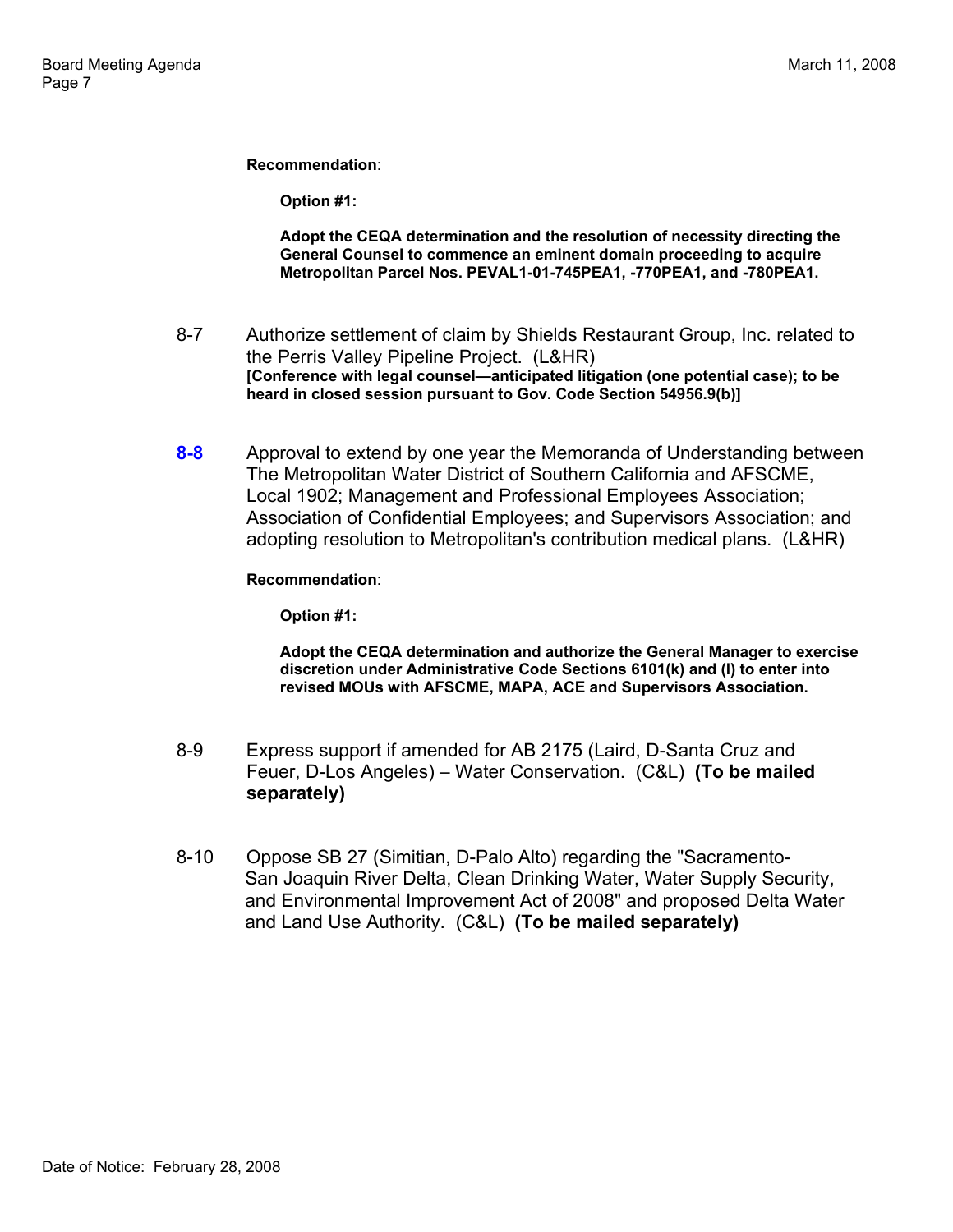**Recommendation**:

**Option #1:**

**Adopt the CEQA determination and the resolution of necessity directing the General Counsel to commence an eminent domain proceeding to acquire Metropolitan Parcel Nos. PEVAL1-01-745PEA1, -770PEA1, and -780PEA1.**

8-7 Authorize settlement of claim by Shields Restaurant Group, Inc. related to the Perris Valley Pipeline Project. (L&HR)
**[Conference with legal counsel—anticipated litigation (one potential case); to be heard in closed session pursuant to Gov. Code Section 54956.9(b)]**

**8-8** Approval to extend by one year the Memoranda of Understanding between The Metropolitan Water District of Southern California and AFSCME, Local 1902; Management and Professional Employees Association; Association of Confidential Employees; and Supervisors Association; and adopting resolution to Metropolitan's contribution medical plans. (L&HR)

**Recommendation**:

**Option #1:**

**Adopt the CEQA determination and authorize the General Manager to exercise discretion under Administrative Code Sections 6101(k) and (l) to enter into revised MOUs with AFSCME, MAPA, ACE and Supervisors Association.**

8-9 Express support if amended for AB 2175 (Laird, D-Santa Cruz and Feuer, D-Los Angeles) – Water Conservation. (C&L) **(To be mailed separately)**

8-10 Oppose SB 27 (Simitian, D-Palo Alto) regarding the "Sacramento-San Joaquin River Delta, Clean Drinking Water, Water Supply Security, and Environmental Improvement Act of 2008" and proposed Delta Water and Land Use Authority. (C&L) **(To be mailed separately)**

Date of Notice: February 28, 2008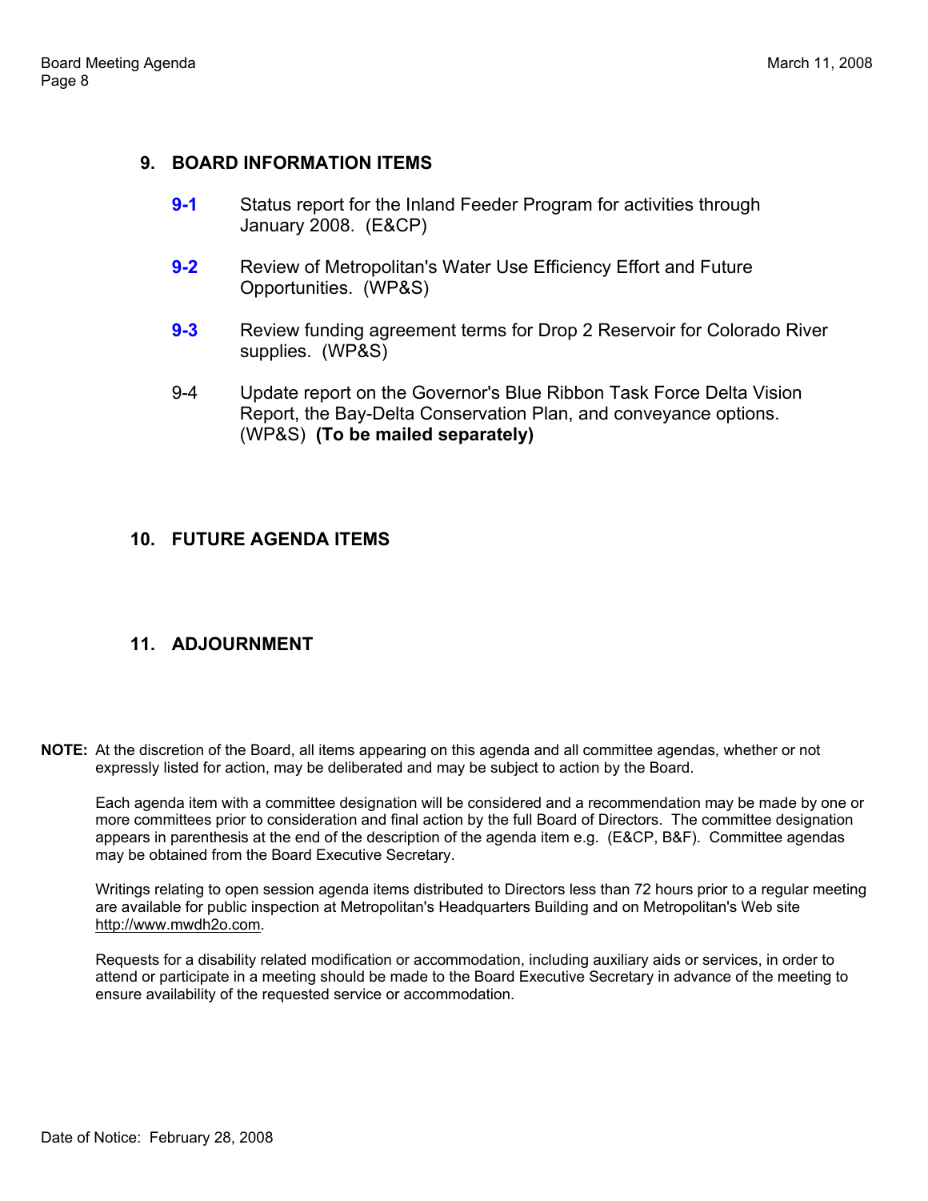## 9. BOARD INFORMATION ITEMS

**9-1** Status report for the Inland Feeder Program for activities through January 2008. (E&CP)

**9-2** Review of Metropolitan's Water Use Efficiency Effort and Future Opportunities. (WP&S)

**9-3** Review funding agreement terms for Drop 2 Reservoir for Colorado River supplies. (WP&S)

9-4 Update report on the Governor's Blue Ribbon Task Force Delta Vision Report, the Bay-Delta Conservation Plan, and conveyance options. (WP&S) **(To be mailed separately)**

## 10. FUTURE AGENDA ITEMS

## 11. ADJOURNMENT

**NOTE:** At the discretion of the Board, all items appearing on this agenda and all committee agendas, whether or not expressly listed for action, may be deliberated and may be subject to action by the Board.

Each agenda item with a committee designation will be considered and a recommendation may be made by one or more committees prior to consideration and final action by the full Board of Directors. The committee designation appears in parenthesis at the end of the description of the agenda item e.g. (E&CP, B&F). Committee agendas may be obtained from the Board Executive Secretary.

Writings relating to open session agenda items distributed to Directors less than 72 hours prior to a regular meeting are available for public inspection at Metropolitan's Headquarters Building and on Metropolitan's Web site http://www.mwdh2o.com.

Requests for a disability related modification or accommodation, including auxiliary aids or services, in order to attend or participate in a meeting should be made to the Board Executive Secretary in advance of the meeting to ensure availability of the requested service or accommodation.

Date of Notice: February 28, 2008